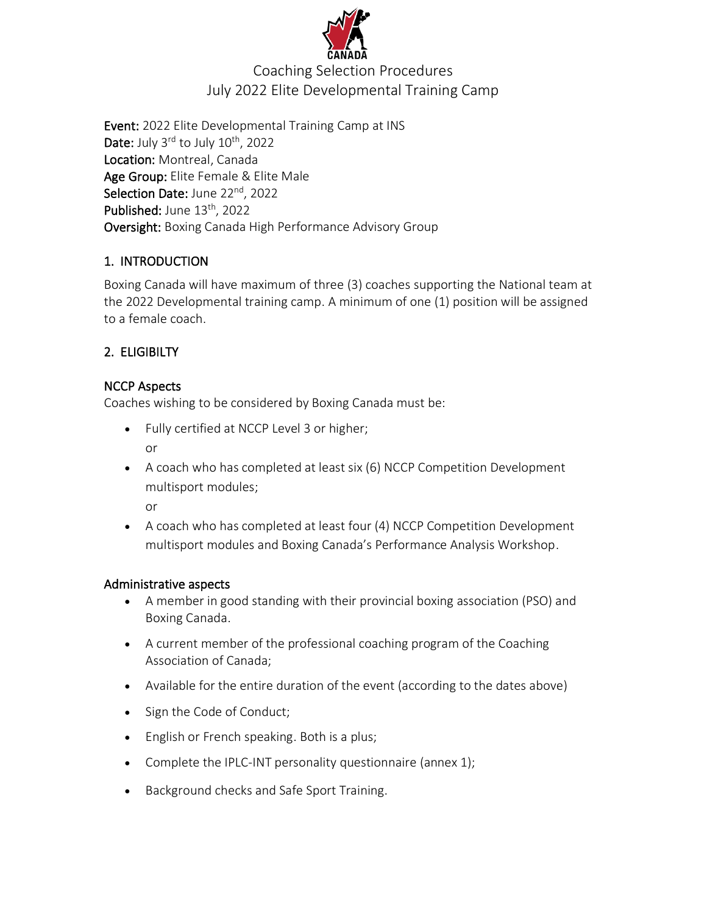CANADA

# Coaching Selection Procedures
# July 2022 Elite Developmental Training Camp

**Event:** 2022 Elite Developmental Training Camp at INS
**Date:** July 3rd to July 10th, 2022
**Location:** Montreal, Canada
**Age Group:** Elite Female & Elite Male
**Selection Date:** June 22nd, 2022
**Published:** June 13th, 2022
**Oversight:** Boxing Canada High Performance Advisory Group

## 1. INTRODUCTION

Boxing Canada will have maximum of three (3) coaches supporting the National team at the 2022 Developmental training camp. A minimum of one (1) position will be assigned to a female coach.

## 2. ELIGIBILTY

### NCCP Aspects

Coaches wishing to be considered by Boxing Canada must be:

- Fully certified at NCCP Level 3 or higher;
  or
- A coach who has completed at least six (6) NCCP Competition Development multisport modules;
  or
- A coach who has completed at least four (4) NCCP Competition Development multisport modules and Boxing Canada's Performance Analysis Workshop.

### Administrative aspects

- A member in good standing with their provincial boxing association (PSO) and Boxing Canada.
- A current member of the professional coaching program of the Coaching Association of Canada;
- Available for the entire duration of the event (according to the dates above)
- Sign the Code of Conduct;
- English or French speaking. Both is a plus;
- Complete the IPLC-INT personality questionnaire (annex 1);
- Background checks and Safe Sport Training.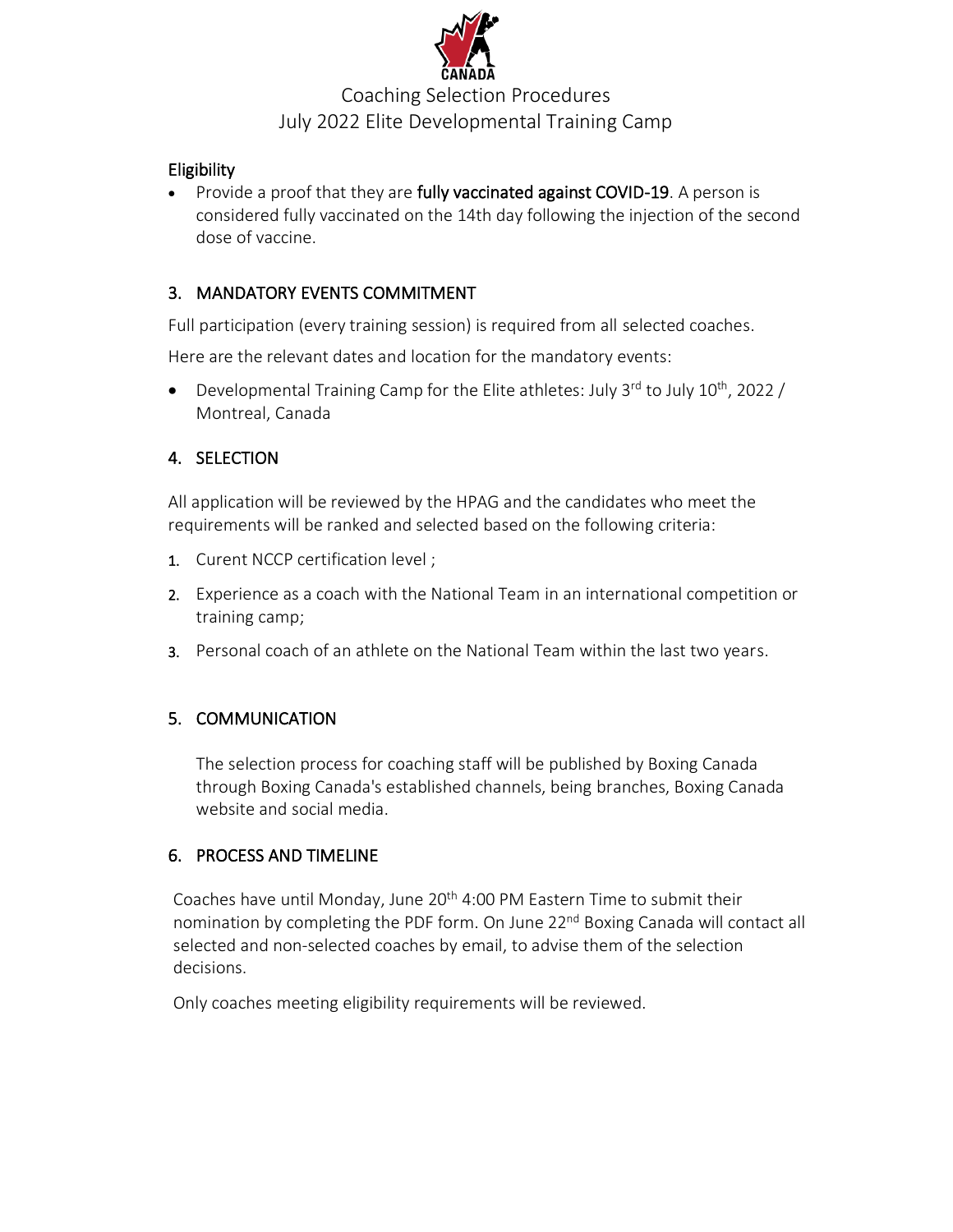Coaching Selection Procedures
July 2022 Elite Developmental Training Camp

## Eligibility

- Provide a proof that they are **fully vaccinated against COVID-19**. A person is considered fully vaccinated on the 14th day following the injection of the second dose of vaccine.

## 3. MANDATORY EVENTS COMMITMENT

Full participation (every training session) is required from all selected coaches.

Here are the relevant dates and location for the mandatory events:

- Developmental Training Camp for the Elite athletes: July 3rd to July 10th, 2022 / Montreal, Canada

## 4. SELECTION

All application will be reviewed by the HPAG and the candidates who meet the requirements will be ranked and selected based on the following criteria:

1. Curent NCCP certification level ;
2. Experience as a coach with the National Team in an international competition or training camp;
3. Personal coach of an athlete on the National Team within the last two years.

## 5. COMMUNICATION

The selection process for coaching staff will be published by Boxing Canada through Boxing Canada's established channels, being branches, Boxing Canada website and social media.

## 6. PROCESS AND TIMELINE

Coaches have until Monday, June 20th 4:00 PM Eastern Time to submit their nomination by completing the PDF form. On June 22nd Boxing Canada will contact all selected and non-selected coaches by email, to advise them of the selection decisions.

Only coaches meeting eligibility requirements will be reviewed.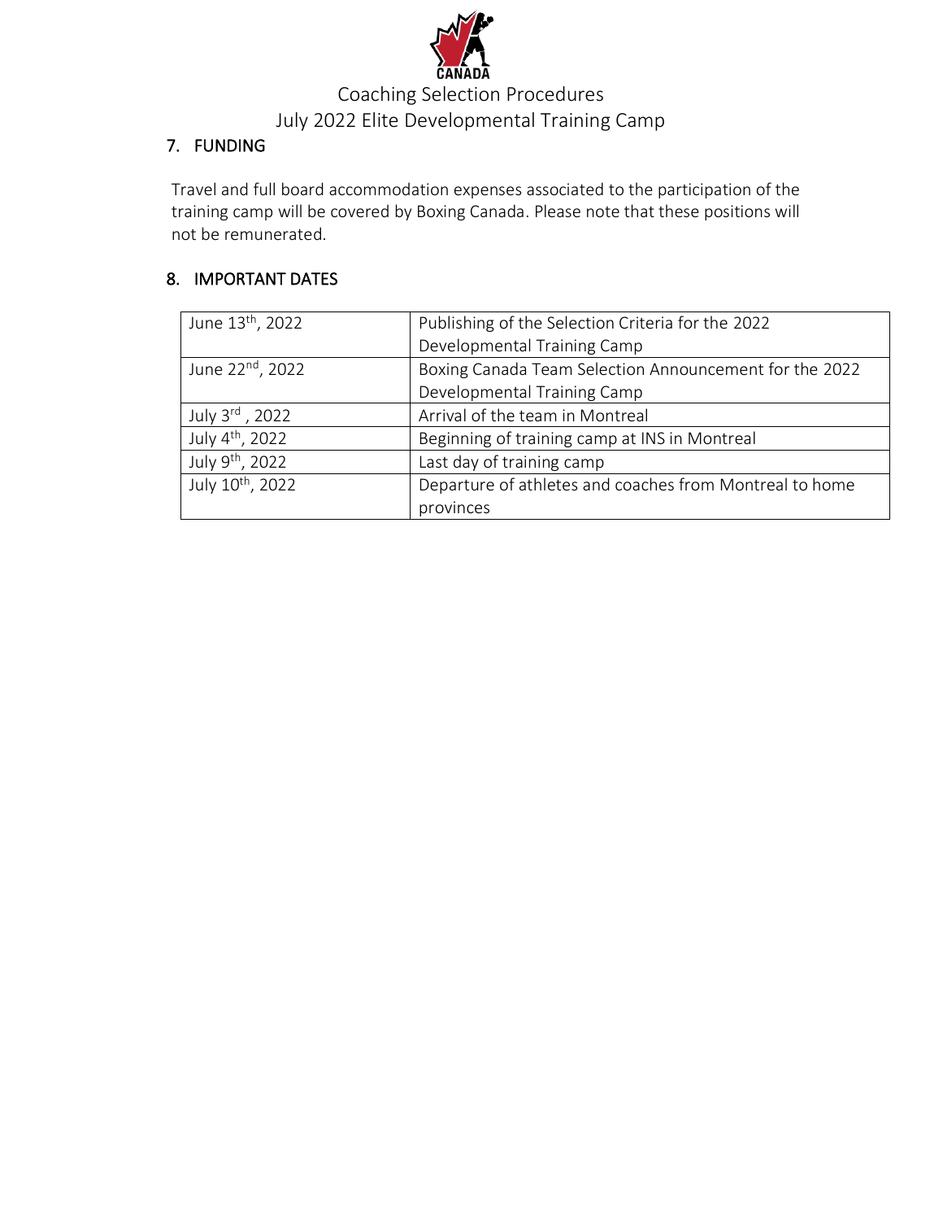## 7. FUNDING

Travel and full board accommodation expenses associated to the participation of the training camp will be covered by Boxing Canada. Please note that these positions will not be remunerated.

## 8. IMPORTANT DATES

| | |
|---|---|
| June 13th, 2022 | Publishing of the Selection Criteria for the 2022 Developmental Training Camp |
| June 22nd, 2022 | Boxing Canada Team Selection Announcement for the 2022 Developmental Training Camp |
| July 3rd , 2022 | Arrival of the team in Montreal |
| July 4th, 2022 | Beginning of training camp at INS in Montreal |
| July 9th, 2022 | Last day of training camp |
| July 10th, 2022 | Departure of athletes and coaches from Montreal to home provinces |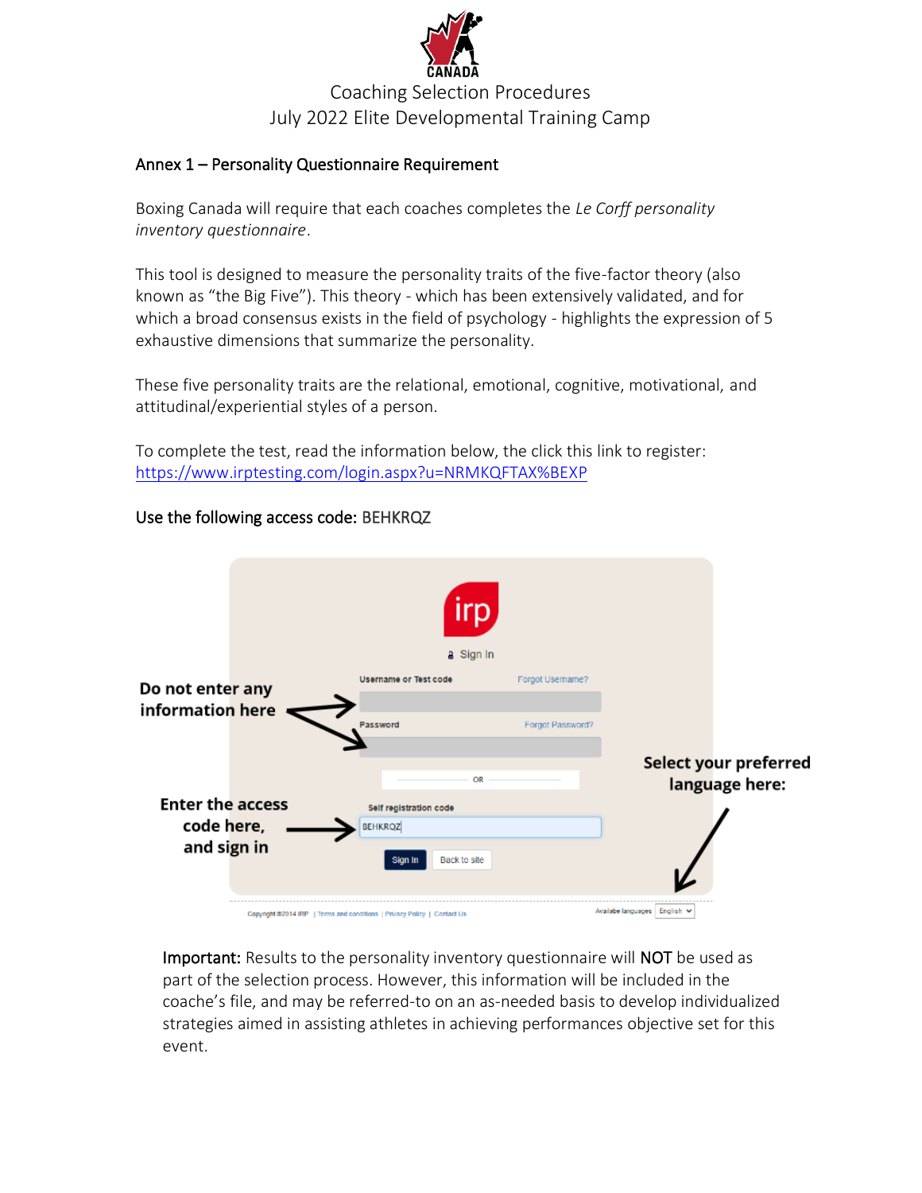CANADA

Coaching Selection Procedures
July 2022 Elite Developmental Training Camp

## Annex 1 – Personality Questionnaire Requirement

Boxing Canada will require that each coaches completes the *Le Corff personality inventory questionnaire*.

This tool is designed to measure the personality traits of the five-factor theory (also known as "the Big Five"). This theory - which has been extensively validated, and for which a broad consensus exists in the field of psychology - highlights the expression of 5 exhaustive dimensions that summarize the personality.

These five personality traits are the relational, emotional, cognitive, motivational, and attitudinal/experiential styles of a person.

To complete the test, read the information below, the click this link to register: https://www.irptesting.com/login.aspx?u=NRMKQFTAX%BEXP

Use the following access code: BEHKRQZ

irp

Sign In

Username or Test code — Forgot Username?

Password — Forgot Password?

OR

Self registration code: BEHKRQZ

Sign In | Back to site

Copyright ©2014 IRP | Terms and conditions | Privacy Policy | Contact Us

Available languages: English

**Do not enter any information here**

**Enter the access code here, and sign in**

**Select your preferred language here:**

Important: Results to the personality inventory questionnaire will NOT be used as part of the selection process. However, this information will be included in the coache's file, and may be referred-to on an as-needed basis to develop individualized strategies aimed in assisting athletes in achieving performances objective set for this event.